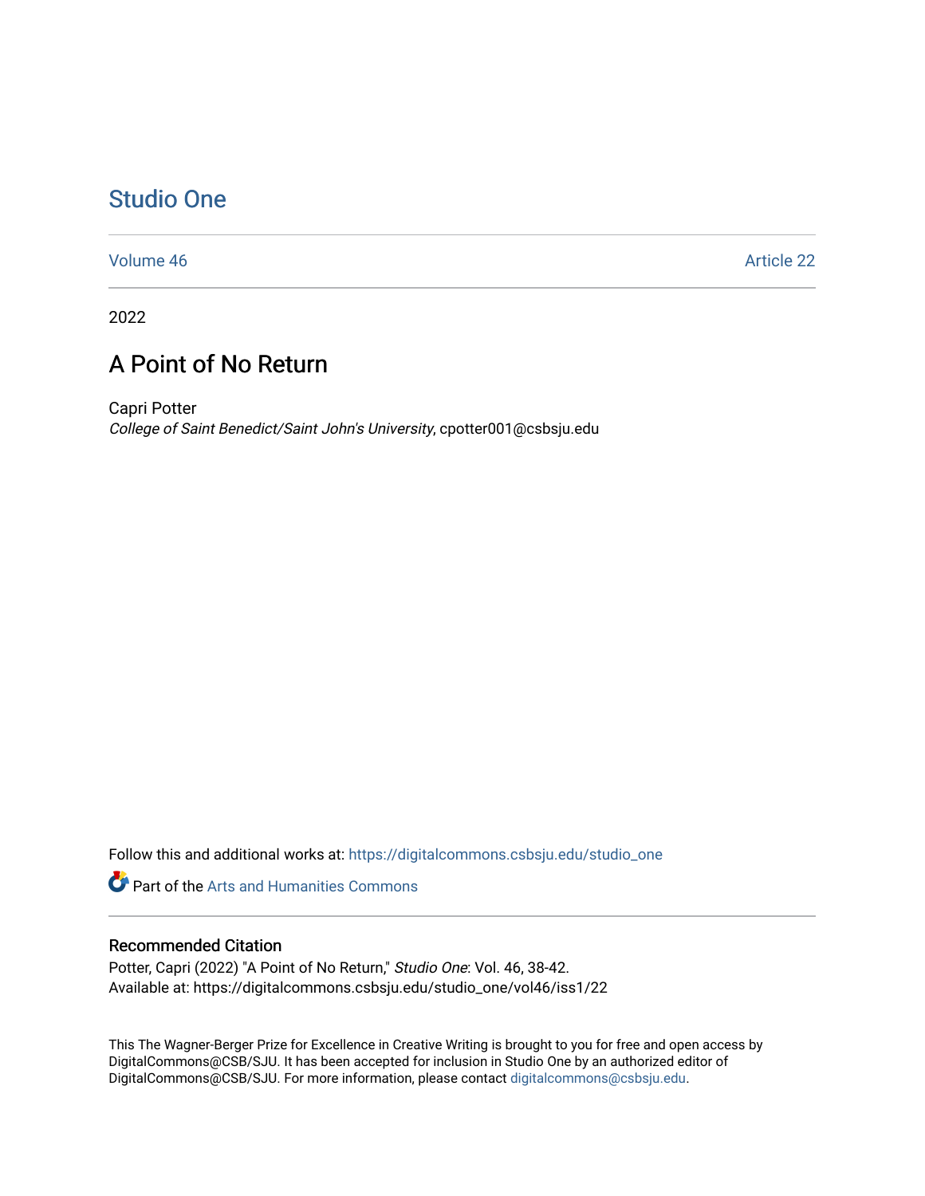# Studio One

Volume 46 | Article 22

2022

## A Point of No Return

Capri Potter
*College of Saint Benedict/Saint John's University*, cpotter001@csbsju.edu

Follow this and additional works at: https://digitalcommons.csbsju.edu/studio_one

Part of the Arts and Humanities Commons

### Recommended Citation

Potter, Capri (2022) "A Point of No Return," *Studio One*: Vol. 46, 38-42.
Available at: https://digitalcommons.csbsju.edu/studio_one/vol46/iss1/22

This The Wagner-Berger Prize for Excellence in Creative Writing is brought to you for free and open access by DigitalCommons@CSB/SJU. It has been accepted for inclusion in Studio One by an authorized editor of DigitalCommons@CSB/SJU. For more information, please contact digitalcommons@csbsju.edu.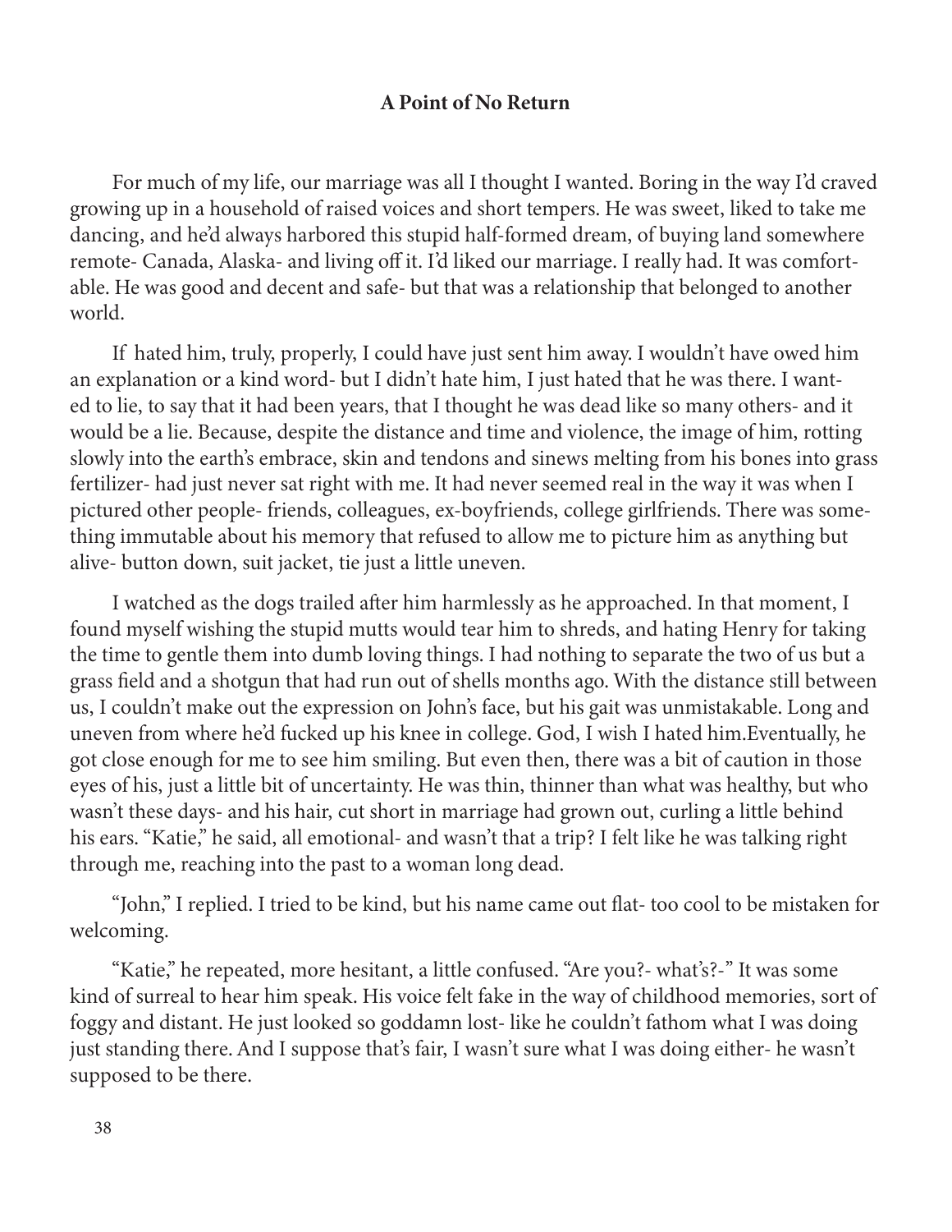**A Point of No Return**

For much of my life, our marriage was all I thought I wanted. Boring in the way I'd craved growing up in a household of raised voices and short tempers. He was sweet, liked to take me dancing, and he'd always harbored this stupid half-formed dream, of buying land somewhere remote- Canada, Alaska- and living off it. I'd liked our marriage. I really had. It was comfortable. He was good and decent and safe- but that was a relationship that belonged to another world.

If hated him, truly, properly, I could have just sent him away. I wouldn't have owed him an explanation or a kind word- but I didn't hate him, I just hated that he was there. I wanted to lie, to say that it had been years, that I thought he was dead like so many others- and it would be a lie. Because, despite the distance and time and violence, the image of him, rotting slowly into the earth's embrace, skin and tendons and sinews melting from his bones into grass fertilizer- had just never sat right with me. It had never seemed real in the way it was when I pictured other people- friends, colleagues, ex-boyfriends, college girlfriends. There was something immutable about his memory that refused to allow me to picture him as anything but alive- button down, suit jacket, tie just a little uneven.

I watched as the dogs trailed after him harmlessly as he approached. In that moment, I found myself wishing the stupid mutts would tear him to shreds, and hating Henry for taking the time to gentle them into dumb loving things. I had nothing to separate the two of us but a grass field and a shotgun that had run out of shells months ago. With the distance still between us, I couldn't make out the expression on John's face, but his gait was unmistakable. Long and uneven from where he'd fucked up his knee in college. God, I wish I hated him.Eventually, he got close enough for me to see him smiling. But even then, there was a bit of caution in those eyes of his, just a little bit of uncertainty. He was thin, thinner than what was healthy, but who wasn't these days- and his hair, cut short in marriage had grown out, curling a little behind his ears. "Katie," he said, all emotional- and wasn't that a trip? I felt like he was talking right through me, reaching into the past to a woman long dead.

"John," I replied. I tried to be kind, but his name came out flat- too cool to be mistaken for welcoming.

"Katie," he repeated, more hesitant, a little confused. "Are you?- what's?-" It was some kind of surreal to hear him speak. His voice felt fake in the way of childhood memories, sort of foggy and distant. He just looked so goddamn lost- like he couldn't fathom what I was doing just standing there. And I suppose that's fair, I wasn't sure what I was doing either- he wasn't supposed to be there.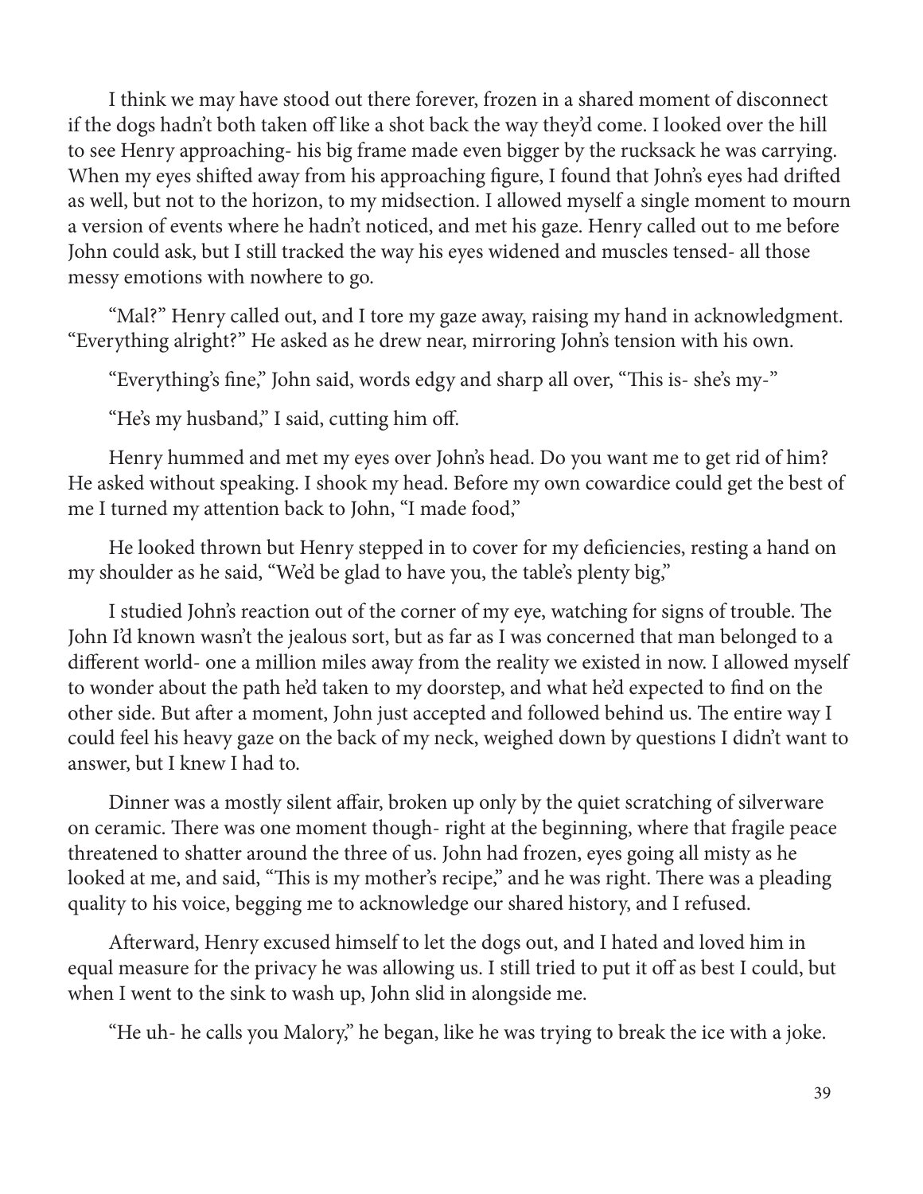I think we may have stood out there forever, frozen in a shared moment of disconnect if the dogs hadn't both taken off like a shot back the way they'd come. I looked over the hill to see Henry approaching- his big frame made even bigger by the rucksack he was carrying. When my eyes shifted away from his approaching figure, I found that John's eyes had drifted as well, but not to the horizon, to my midsection. I allowed myself a single moment to mourn a version of events where he hadn't noticed, and met his gaze. Henry called out to me before John could ask, but I still tracked the way his eyes widened and muscles tensed- all those messy emotions with nowhere to go.

"Mal?" Henry called out, and I tore my gaze away, raising my hand in acknowledgment. "Everything alright?" He asked as he drew near, mirroring John's tension with his own.

"Everything's fine," John said, words edgy and sharp all over, "This is- she's my-"

"He's my husband," I said, cutting him off.

Henry hummed and met my eyes over John's head. Do you want me to get rid of him? He asked without speaking. I shook my head. Before my own cowardice could get the best of me I turned my attention back to John, "I made food,"

He looked thrown but Henry stepped in to cover for my deficiencies, resting a hand on my shoulder as he said, "We'd be glad to have you, the table's plenty big,"

I studied John's reaction out of the corner of my eye, watching for signs of trouble. The John I'd known wasn't the jealous sort, but as far as I was concerned that man belonged to a different world- one a million miles away from the reality we existed in now. I allowed myself to wonder about the path he'd taken to my doorstep, and what he'd expected to find on the other side. But after a moment, John just accepted and followed behind us. The entire way I could feel his heavy gaze on the back of my neck, weighed down by questions I didn't want to answer, but I knew I had to.

Dinner was a mostly silent affair, broken up only by the quiet scratching of silverware on ceramic. There was one moment though- right at the beginning, where that fragile peace threatened to shatter around the three of us. John had frozen, eyes going all misty as he looked at me, and said, "This is my mother's recipe," and he was right. There was a pleading quality to his voice, begging me to acknowledge our shared history, and I refused.

Afterward, Henry excused himself to let the dogs out, and I hated and loved him in equal measure for the privacy he was allowing us. I still tried to put it off as best I could, but when I went to the sink to wash up, John slid in alongside me.

"He uh- he calls you Malory," he began, like he was trying to break the ice with a joke.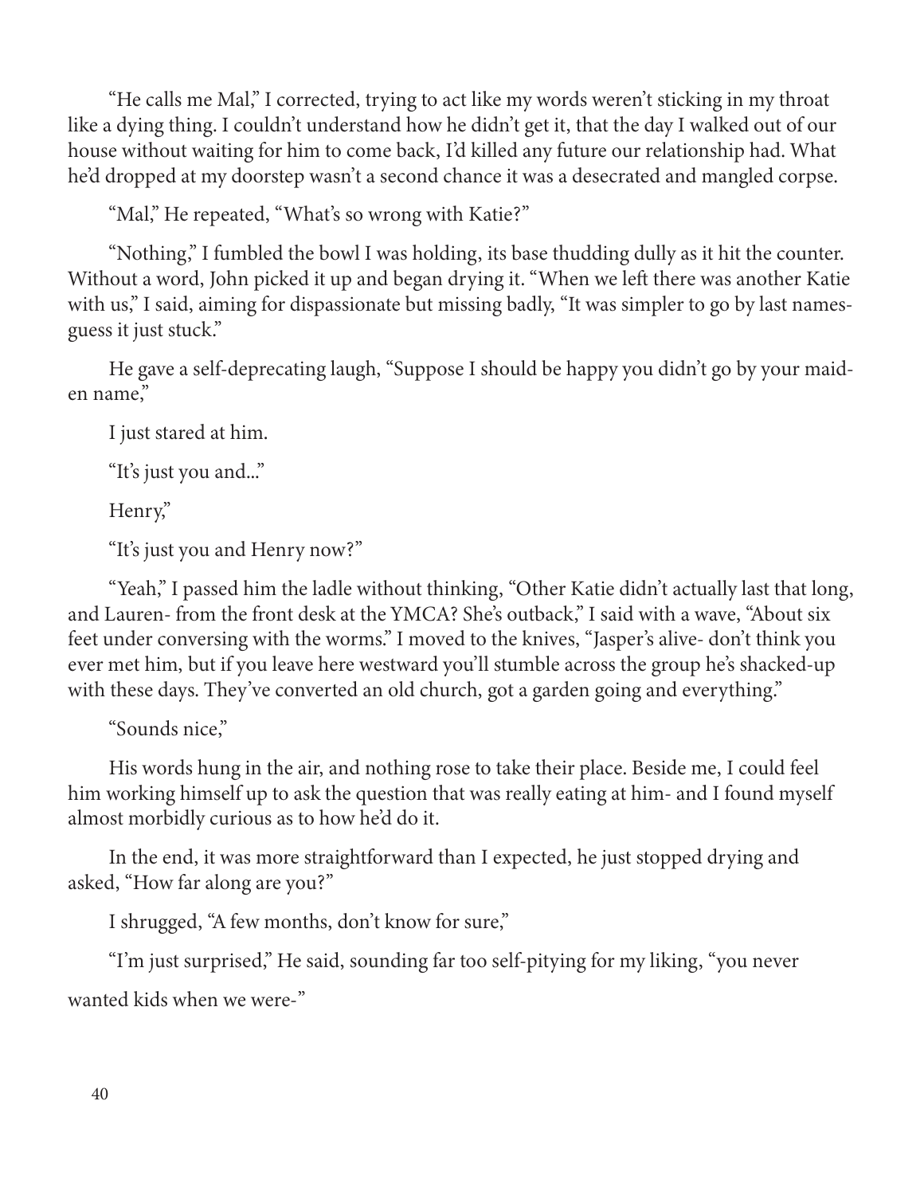"He calls me Mal," I corrected, trying to act like my words weren't sticking in my throat like a dying thing. I couldn't understand how he didn't get it, that the day I walked out of our house without waiting for him to come back, I'd killed any future our relationship had. What he'd dropped at my doorstep wasn't a second chance it was a desecrated and mangled corpse.

"Mal," He repeated, "What's so wrong with Katie?"

"Nothing," I fumbled the bowl I was holding, its base thudding dully as it hit the counter. Without a word, John picked it up and began drying it. "When we left there was another Katie with us," I said, aiming for dispassionate but missing badly, "It was simpler to go by last names- guess it just stuck."

He gave a self-deprecating laugh, "Suppose I should be happy you didn't go by your maiden name,"

I just stared at him.

"It's just you and..."

Henry,"

"It's just you and Henry now?"

"Yeah," I passed him the ladle without thinking, "Other Katie didn't actually last that long, and Lauren- from the front desk at the YMCA? She's outback," I said with a wave, "About six feet under conversing with the worms." I moved to the knives, "Jasper's alive- don't think you ever met him, but if you leave here westward you'll stumble across the group he's shacked-up with these days. They've converted an old church, got a garden going and everything."

"Sounds nice,"

His words hung in the air, and nothing rose to take their place. Beside me, I could feel him working himself up to ask the question that was really eating at him- and I found myself almost morbidly curious as to how he'd do it.

In the end, it was more straightforward than I expected, he just stopped drying and asked, "How far along are you?"

I shrugged, "A few months, don't know for sure,"

"I'm just surprised," He said, sounding far too self-pitying for my liking, "you never wanted kids when we were-"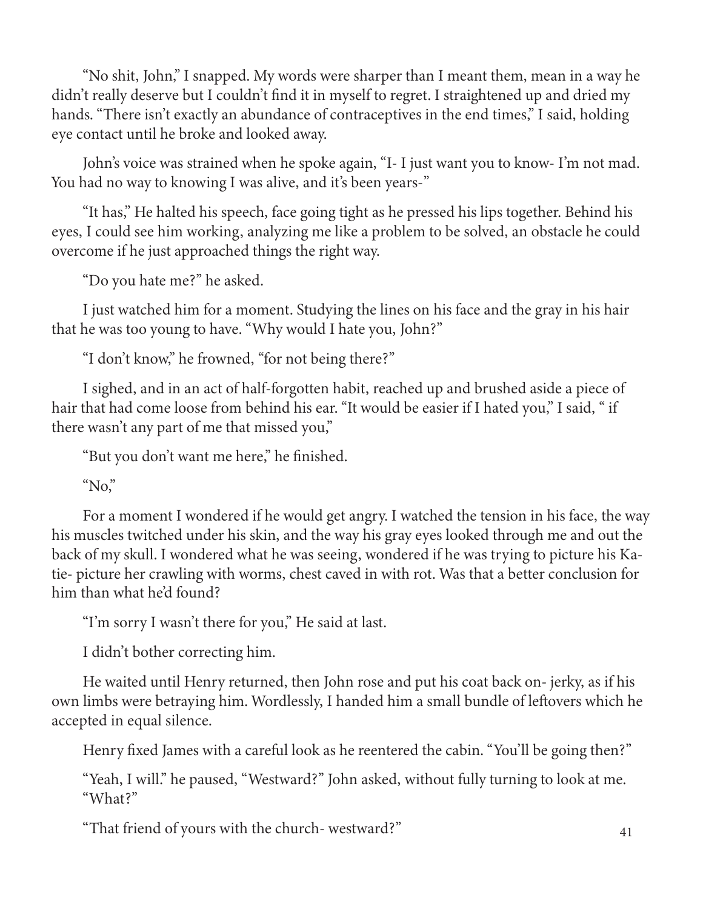"No shit, John," I snapped. My words were sharper than I meant them, mean in a way he didn't really deserve but I couldn't find it in myself to regret. I straightened up and dried my hands. "There isn't exactly an abundance of contraceptives in the end times," I said, holding eye contact until he broke and looked away.

John's voice was strained when he spoke again, "I- I just want you to know- I'm not mad. You had no way to knowing I was alive, and it's been years-"

"It has," He halted his speech, face going tight as he pressed his lips together. Behind his eyes, I could see him working, analyzing me like a problem to be solved, an obstacle he could overcome if he just approached things the right way.

"Do you hate me?" he asked.

I just watched him for a moment. Studying the lines on his face and the gray in his hair that he was too young to have. "Why would I hate you, John?"

"I don't know," he frowned, "for not being there?"

I sighed, and in an act of half-forgotten habit, reached up and brushed aside a piece of hair that had come loose from behind his ear. "It would be easier if I hated you," I said, " if there wasn't any part of me that missed you,"

"But you don't want me here," he finished.

"No,"

For a moment I wondered if he would get angry. I watched the tension in his face, the way his muscles twitched under his skin, and the way his gray eyes looked through me and out the back of my skull. I wondered what he was seeing, wondered if he was trying to picture his Katie- picture her crawling with worms, chest caved in with rot. Was that a better conclusion for him than what he'd found?

"I'm sorry I wasn't there for you," He said at last.

I didn't bother correcting him.

He waited until Henry returned, then John rose and put his coat back on- jerky, as if his own limbs were betraying him. Wordlessly, I handed him a small bundle of leftovers which he accepted in equal silence.

Henry fixed James with a careful look as he reentered the cabin. "You'll be going then?"

"Yeah, I will." he paused, "Westward?" John asked, without fully turning to look at me. "What?"

"That friend of yours with the church- westward?"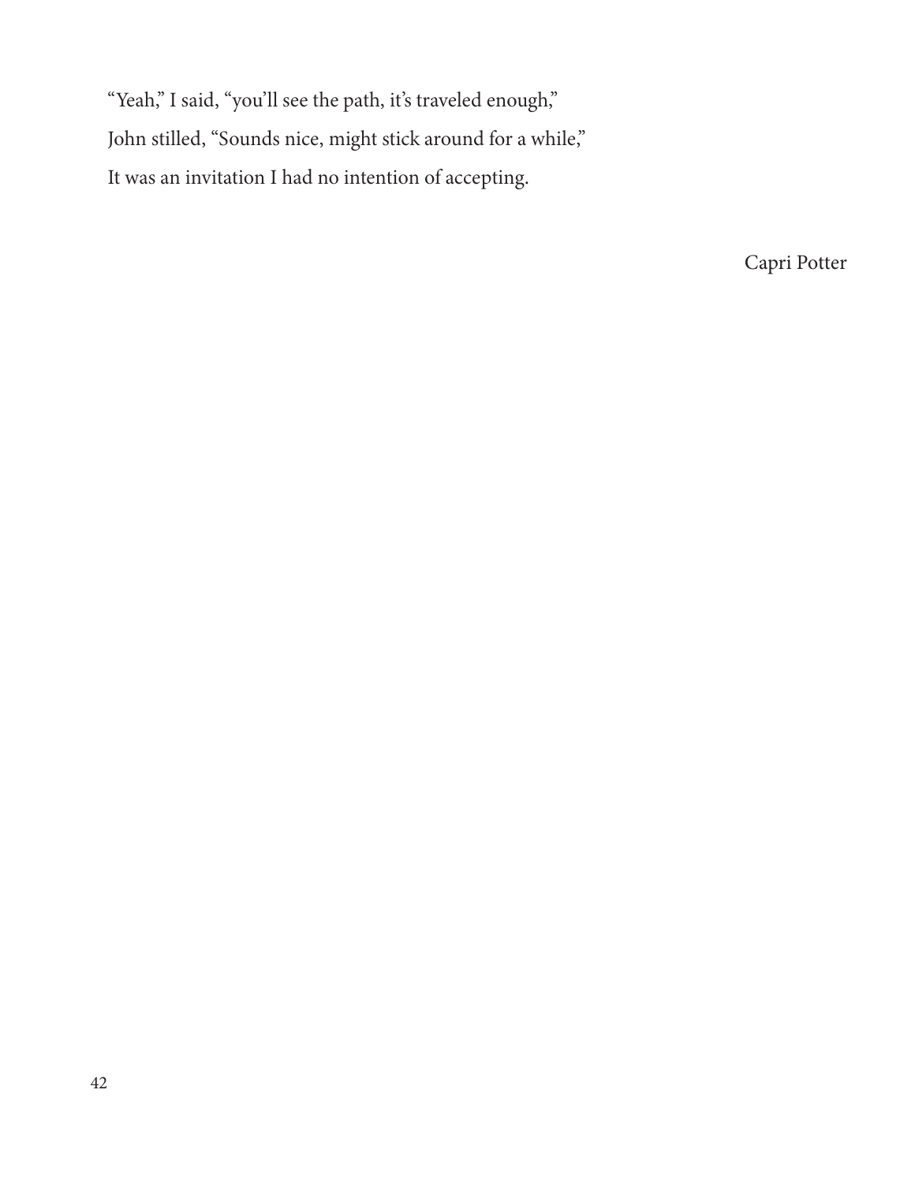"Yeah," I said, "you'll see the path, it's traveled enough,"

John stilled, "Sounds nice, might stick around for a while,"

It was an invitation I had no intention of accepting.

Capri Potter